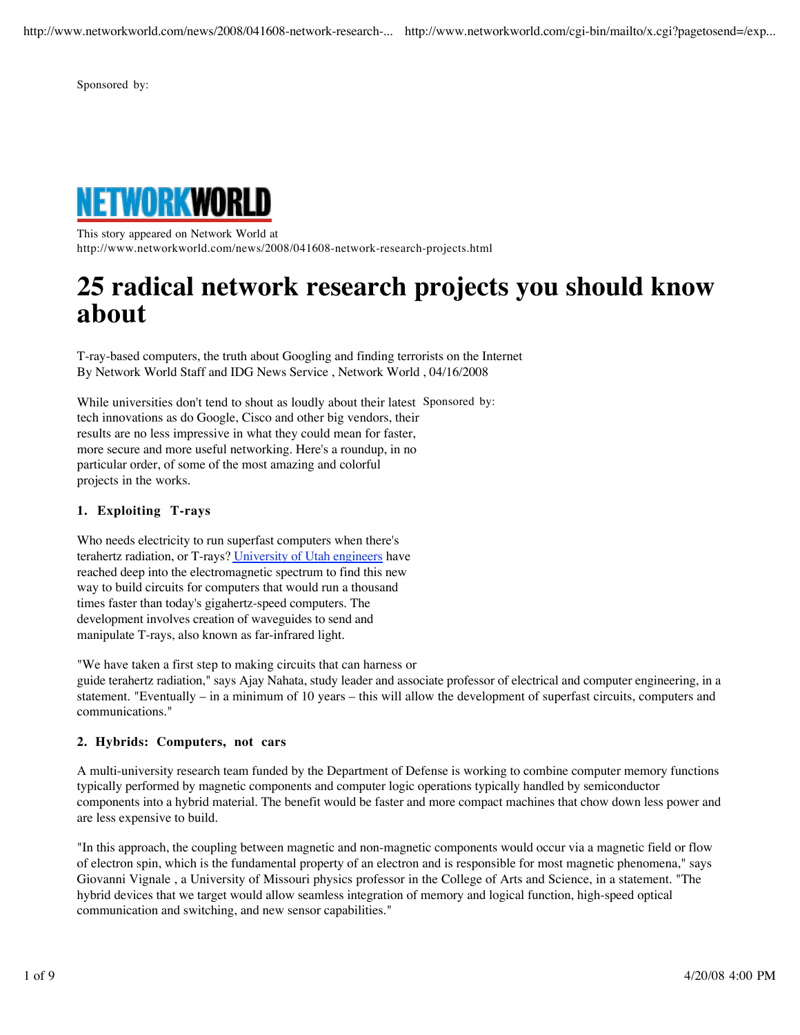Sponsored by:

NETWORKWORLD

This story appeared on Network World at
http://www.networkworld.com/news/2008/041608-network-research-projects.html

# 25 radical network research projects you should know about

T-ray-based computers, the truth about Googling and finding terrorists on the Internet
By Network World Staff and IDG News Service , Network World , 04/16/2008

While universities don't tend to shout as loudly about their latest tech innovations as do Google, Cisco and other big vendors, their results are no less impressive in what they could mean for faster, more secure and more useful networking. Here's a roundup, in no particular order, of some of the most amazing and colorful projects in the works.

Sponsored by:

### 1. Exploiting T-rays

Who needs electricity to run superfast computers when there's terahertz radiation, or T-rays? [University of Utah engineers]() have reached deep into the electromagnetic spectrum to find this new way to build circuits for computers that would run a thousand times faster than today's gigahertz-speed computers. The development involves creation of waveguides to send and manipulate T-rays, also known as far-infrared light.

"We have taken a first step to making circuits that can harness or guide terahertz radiation," says Ajay Nahata, study leader and associate professor of electrical and computer engineering, in a statement. "Eventually – in a minimum of 10 years – this will allow the development of superfast circuits, computers and communications."

### 2. Hybrids: Computers, not cars

A multi-university research team funded by the Department of Defense is working to combine computer memory functions typically performed by magnetic components and computer logic operations typically handled by semiconductor components into a hybrid material. The benefit would be faster and more compact machines that chow down less power and are less expensive to build.

"In this approach, the coupling between magnetic and non-magnetic components would occur via a magnetic field or flow of electron spin, which is the fundamental property of an electron and is responsible for most magnetic phenomena," says Giovanni Vignale , a University of Missouri physics professor in the College of Arts and Science, in a statement. "The hybrid devices that we target would allow seamless integration of memory and logical function, high-speed optical communication and switching, and new sensor capabilities."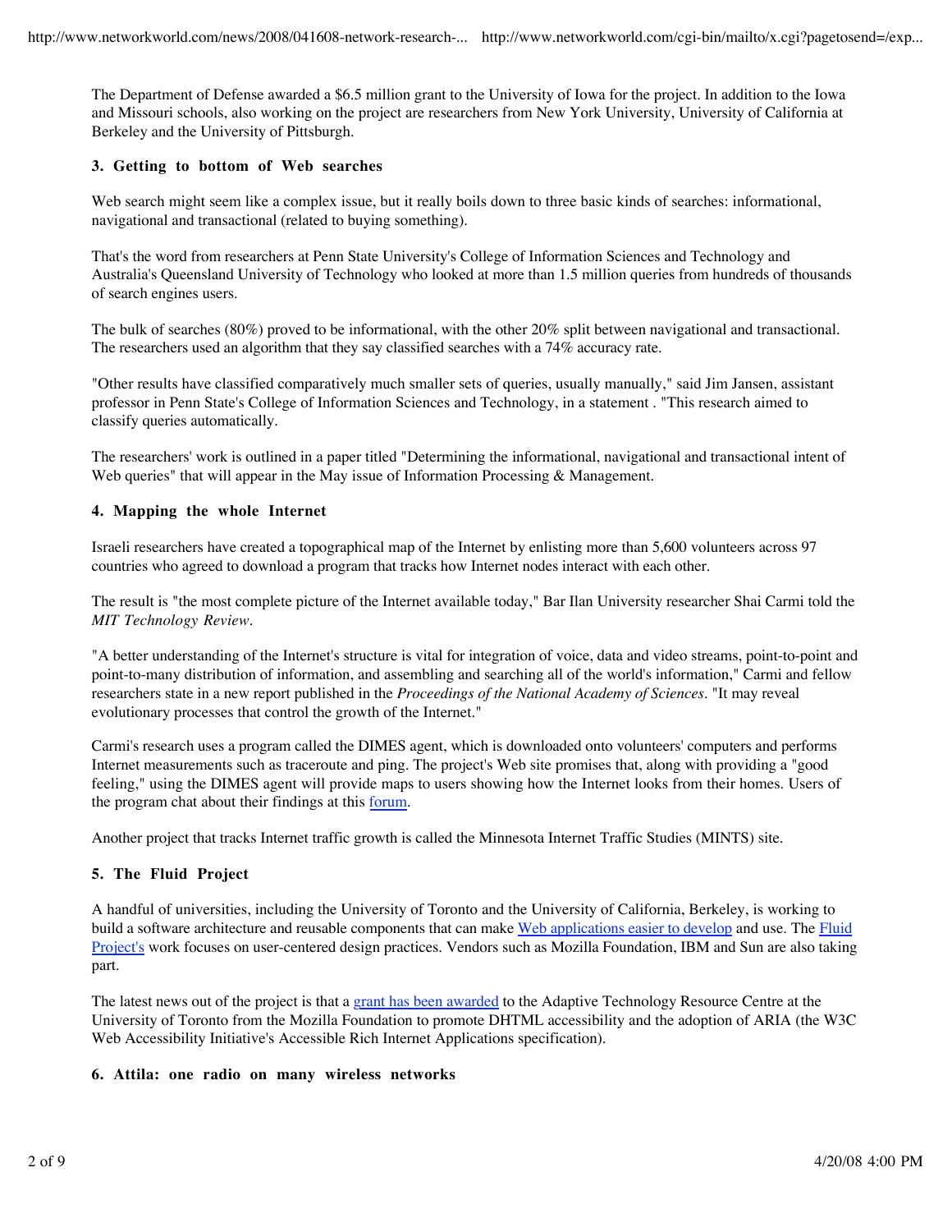The Department of Defense awarded a $6.5 million grant to the University of Iowa for the project. In addition to the Iowa and Missouri schools, also working on the project are researchers from New York University, University of California at Berkeley and the University of Pittsburgh.

### 3. Getting to bottom of Web searches

Web search might seem like a complex issue, but it really boils down to three basic kinds of searches: informational, navigational and transactional (related to buying something).

That's the word from researchers at Penn State University's College of Information Sciences and Technology and Australia's Queensland University of Technology who looked at more than 1.5 million queries from hundreds of thousands of search engines users.

The bulk of searches (80%) proved to be informational, with the other 20% split between navigational and transactional. The researchers used an algorithm that they say classified searches with a 74% accuracy rate.

"Other results have classified comparatively much smaller sets of queries, usually manually," said Jim Jansen, assistant professor in Penn State's College of Information Sciences and Technology, in a statement . "This research aimed to classify queries automatically.

The researchers' work is outlined in a paper titled "Determining the informational, navigational and transactional intent of Web queries" that will appear in the May issue of Information Processing & Management.

### 4. Mapping the whole Internet

Israeli researchers have created a topographical map of the Internet by enlisting more than 5,600 volunteers across 97 countries who agreed to download a program that tracks how Internet nodes interact with each other.

The result is "the most complete picture of the Internet available today," Bar Ilan University researcher Shai Carmi told the *MIT Technology Review*.

"A better understanding of the Internet's structure is vital for integration of voice, data and video streams, point-to-point and point-to-many distribution of information, and assembling and searching all of the world's information," Carmi and fellow researchers state in a new report published in the *Proceedings of the National Academy of Sciences*. "It may reveal evolutionary processes that control the growth of the Internet."

Carmi's research uses a program called the DIMES agent, which is downloaded onto volunteers' computers and performs Internet measurements such as traceroute and ping. The project's Web site promises that, along with providing a "good feeling," using the DIMES agent will provide maps to users showing how the Internet looks from their homes. Users of the program chat about their findings at this forum.

Another project that tracks Internet traffic growth is called the Minnesota Internet Traffic Studies (MINTS) site.

### 5. The Fluid Project

A handful of universities, including the University of Toronto and the University of California, Berkeley, is working to build a software architecture and reusable components that can make Web applications easier to develop and use. The Fluid Project's work focuses on user-centered design practices. Vendors such as Mozilla Foundation, IBM and Sun are also taking part.

The latest news out of the project is that a grant has been awarded to the Adaptive Technology Resource Centre at the University of Toronto from the Mozilla Foundation to promote DHTML accessibility and the adoption of ARIA (the W3C Web Accessibility Initiative's Accessible Rich Internet Applications specification).

### 6. Attila: one radio on many wireless networks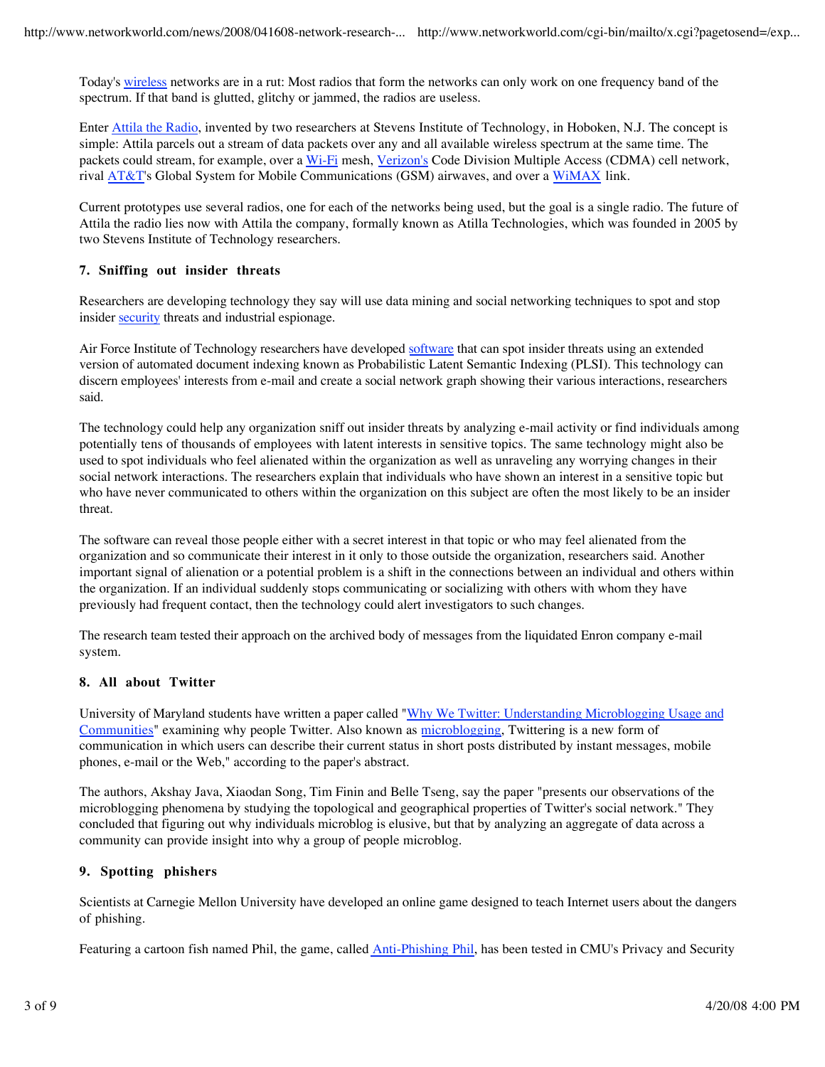Today's wireless networks are in a rut: Most radios that form the networks can only work on one frequency band of the spectrum. If that band is glutted, glitchy or jammed, the radios are useless.

Enter Attila the Radio, invented by two researchers at Stevens Institute of Technology, in Hoboken, N.J. The concept is simple: Attila parcels out a stream of data packets over any and all available wireless spectrum at the same time. The packets could stream, for example, over a Wi-Fi mesh, Verizon's Code Division Multiple Access (CDMA) cell network, rival AT&T's Global System for Mobile Communications (GSM) airwaves, and over a WiMAX link.

Current prototypes use several radios, one for each of the networks being used, but the goal is a single radio. The future of Attila the radio lies now with Attila the company, formally known as Atilla Technologies, which was founded in 2005 by two Stevens Institute of Technology researchers.

### 7. Sniffing out insider threats

Researchers are developing technology they say will use data mining and social networking techniques to spot and stop insider security threats and industrial espionage.

Air Force Institute of Technology researchers have developed software that can spot insider threats using an extended version of automated document indexing known as Probabilistic Latent Semantic Indexing (PLSI). This technology can discern employees' interests from e-mail and create a social network graph showing their various interactions, researchers said.

The technology could help any organization sniff out insider threats by analyzing e-mail activity or find individuals among potentially tens of thousands of employees with latent interests in sensitive topics. The same technology might also be used to spot individuals who feel alienated within the organization as well as unraveling any worrying changes in their social network interactions. The researchers explain that individuals who have shown an interest in a sensitive topic but who have never communicated to others within the organization on this subject are often the most likely to be an insider threat.

The software can reveal those people either with a secret interest in that topic or who may feel alienated from the organization and so communicate their interest in it only to those outside the organization, researchers said. Another important signal of alienation or a potential problem is a shift in the connections between an individual and others within the organization. If an individual suddenly stops communicating or socializing with others with whom they have previously had frequent contact, then the technology could alert investigators to such changes.

The research team tested their approach on the archived body of messages from the liquidated Enron company e-mail system.

### 8. All about Twitter

University of Maryland students have written a paper called "Why We Twitter: Understanding Microblogging Usage and Communities" examining why people Twitter. Also known as microblogging, Twittering is a new form of communication in which users can describe their current status in short posts distributed by instant messages, mobile phones, e-mail or the Web," according to the paper's abstract.

The authors, Akshay Java, Xiaodan Song, Tim Finin and Belle Tseng, say the paper "presents our observations of the microblogging phenomena by studying the topological and geographical properties of Twitter's social network." They concluded that figuring out why individuals microblog is elusive, but that by analyzing an aggregate of data across a community can provide insight into why a group of people microblog.

### 9. Spotting phishers

Scientists at Carnegie Mellon University have developed an online game designed to teach Internet users about the dangers of phishing.

Featuring a cartoon fish named Phil, the game, called Anti-Phishing Phil, has been tested in CMU's Privacy and Security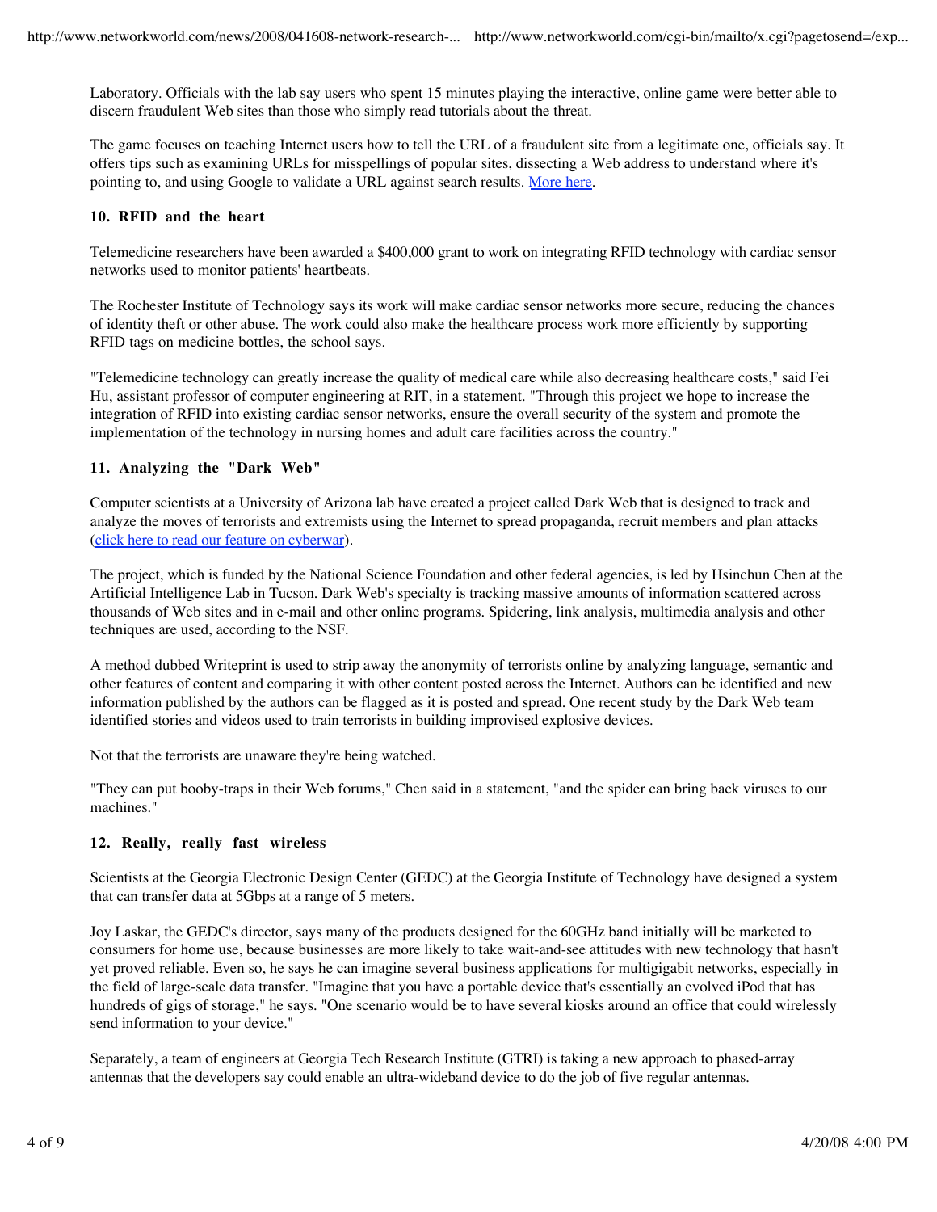Laboratory. Officials with the lab say users who spent 15 minutes playing the interactive, online game were better able to discern fraudulent Web sites than those who simply read tutorials about the threat.

The game focuses on teaching Internet users how to tell the URL of a fraudulent site from a legitimate one, officials say. It offers tips such as examining URLs for misspellings of popular sites, dissecting a Web address to understand where it's pointing to, and using Google to validate a URL against search results. More here.

### 10. RFID and the heart

Telemedicine researchers have been awarded a $400,000 grant to work on integrating RFID technology with cardiac sensor networks used to monitor patients' heartbeats.

The Rochester Institute of Technology says its work will make cardiac sensor networks more secure, reducing the chances of identity theft or other abuse. The work could also make the healthcare process work more efficiently by supporting RFID tags on medicine bottles, the school says.

"Telemedicine technology can greatly increase the quality of medical care while also decreasing healthcare costs," said Fei Hu, assistant professor of computer engineering at RIT, in a statement. "Through this project we hope to increase the integration of RFID into existing cardiac sensor networks, ensure the overall security of the system and promote the implementation of the technology in nursing homes and adult care facilities across the country."

### 11. Analyzing the "Dark Web"

Computer scientists at a University of Arizona lab have created a project called Dark Web that is designed to track and analyze the moves of terrorists and extremists using the Internet to spread propaganda, recruit members and plan attacks (click here to read our feature on cyberwar).

The project, which is funded by the National Science Foundation and other federal agencies, is led by Hsinchun Chen at the Artificial Intelligence Lab in Tucson. Dark Web's specialty is tracking massive amounts of information scattered across thousands of Web sites and in e-mail and other online programs. Spidering, link analysis, multimedia analysis and other techniques are used, according to the NSF.

A method dubbed Writeprint is used to strip away the anonymity of terrorists online by analyzing language, semantic and other features of content and comparing it with other content posted across the Internet. Authors can be identified and new information published by the authors can be flagged as it is posted and spread. One recent study by the Dark Web team identified stories and videos used to train terrorists in building improvised explosive devices.

Not that the terrorists are unaware they're being watched.

"They can put booby-traps in their Web forums," Chen said in a statement, "and the spider can bring back viruses to our machines."

### 12. Really, really fast wireless

Scientists at the Georgia Electronic Design Center (GEDC) at the Georgia Institute of Technology have designed a system that can transfer data at 5Gbps at a range of 5 meters.

Joy Laskar, the GEDC's director, says many of the products designed for the 60GHz band initially will be marketed to consumers for home use, because businesses are more likely to take wait-and-see attitudes with new technology that hasn't yet proved reliable. Even so, he says he can imagine several business applications for multigigabit networks, especially in the field of large-scale data transfer. "Imagine that you have a portable device that's essentially an evolved iPod that has hundreds of gigs of storage," he says. "One scenario would be to have several kiosks around an office that could wirelessly send information to your device."

Separately, a team of engineers at Georgia Tech Research Institute (GTRI) is taking a new approach to phased-array antennas that the developers say could enable an ultra-wideband device to do the job of five regular antennas.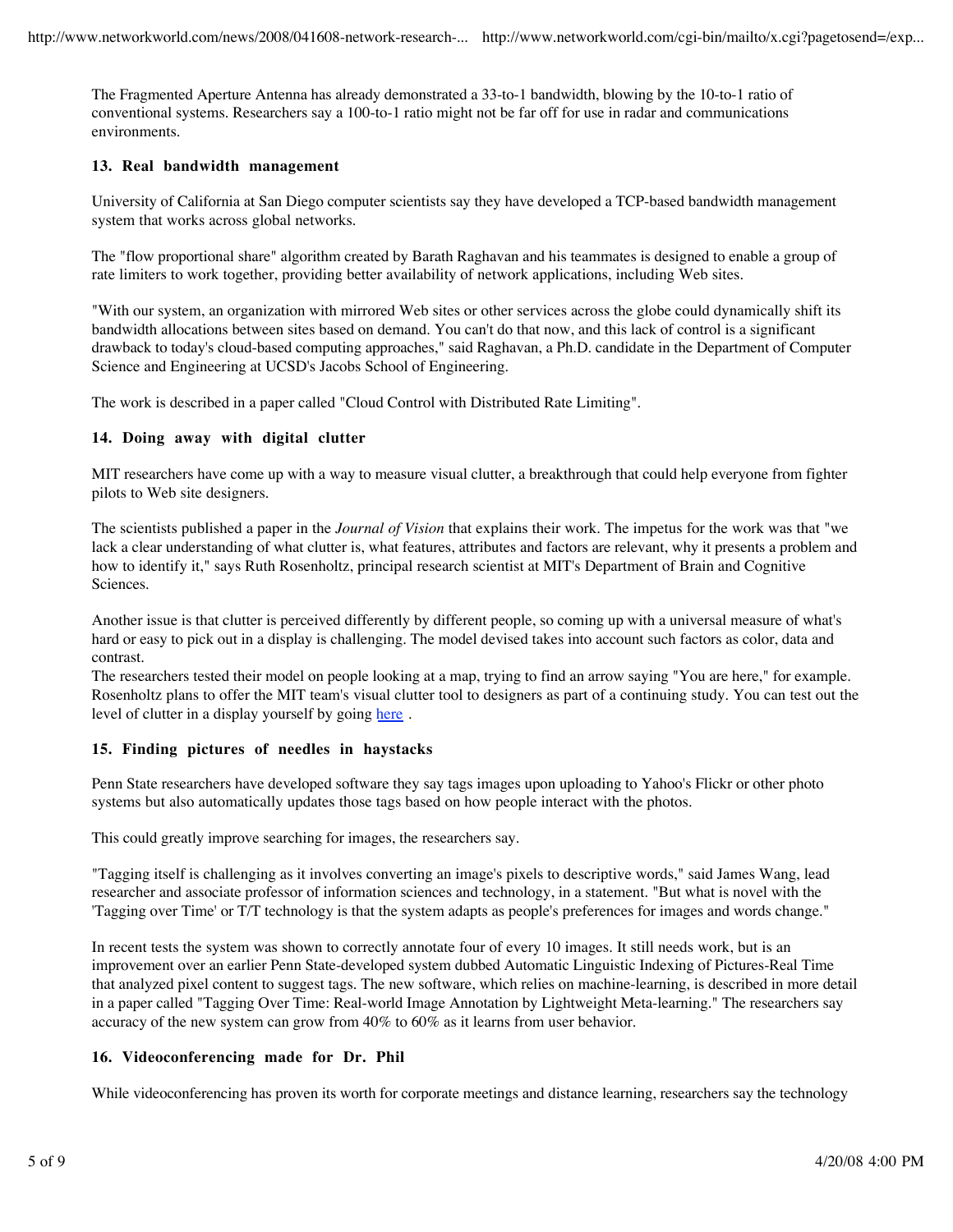The Fragmented Aperture Antenna has already demonstrated a 33-to-1 bandwidth, blowing by the 10-to-1 ratio of conventional systems. Researchers say a 100-to-1 ratio might not be far off for use in radar and communications environments.

### 13. Real bandwidth management

University of California at San Diego computer scientists say they have developed a TCP-based bandwidth management system that works across global networks.

The "flow proportional share" algorithm created by Barath Raghavan and his teammates is designed to enable a group of rate limiters to work together, providing better availability of network applications, including Web sites.

"With our system, an organization with mirrored Web sites or other services across the globe could dynamically shift its bandwidth allocations between sites based on demand. You can't do that now, and this lack of control is a significant drawback to today's cloud-based computing approaches," said Raghavan, a Ph.D. candidate in the Department of Computer Science and Engineering at UCSD's Jacobs School of Engineering.

The work is described in a paper called "Cloud Control with Distributed Rate Limiting".

### 14. Doing away with digital clutter

MIT researchers have come up with a way to measure visual clutter, a breakthrough that could help everyone from fighter pilots to Web site designers.

The scientists published a paper in the *Journal of Vision* that explains their work. The impetus for the work was that "we lack a clear understanding of what clutter is, what features, attributes and factors are relevant, why it presents a problem and how to identify it," says Ruth Rosenholtz, principal research scientist at MIT's Department of Brain and Cognitive Sciences.

Another issue is that clutter is perceived differently by different people, so coming up with a universal measure of what's hard or easy to pick out in a display is challenging. The model devised takes into account such factors as color, data and contrast.
The researchers tested their model on people looking at a map, trying to find an arrow saying "You are here," for example. Rosenholtz plans to offer the MIT team's visual clutter tool to designers as part of a continuing study. You can test out the level of clutter in a display yourself by going here .

### 15. Finding pictures of needles in haystacks

Penn State researchers have developed software they say tags images upon uploading to Yahoo's Flickr or other photo systems but also automatically updates those tags based on how people interact with the photos.

This could greatly improve searching for images, the researchers say.

"Tagging itself is challenging as it involves converting an image's pixels to descriptive words," said James Wang, lead researcher and associate professor of information sciences and technology, in a statement. "But what is novel with the 'Tagging over Time' or T/T technology is that the system adapts as people's preferences for images and words change."

In recent tests the system was shown to correctly annotate four of every 10 images. It still needs work, but is an improvement over an earlier Penn State-developed system dubbed Automatic Linguistic Indexing of Pictures-Real Time that analyzed pixel content to suggest tags. The new software, which relies on machine-learning, is described in more detail in a paper called "Tagging Over Time: Real-world Image Annotation by Lightweight Meta-learning." The researchers say accuracy of the new system can grow from 40% to 60% as it learns from user behavior.

### 16. Videoconferencing made for Dr. Phil

While videoconferencing has proven its worth for corporate meetings and distance learning, researchers say the technology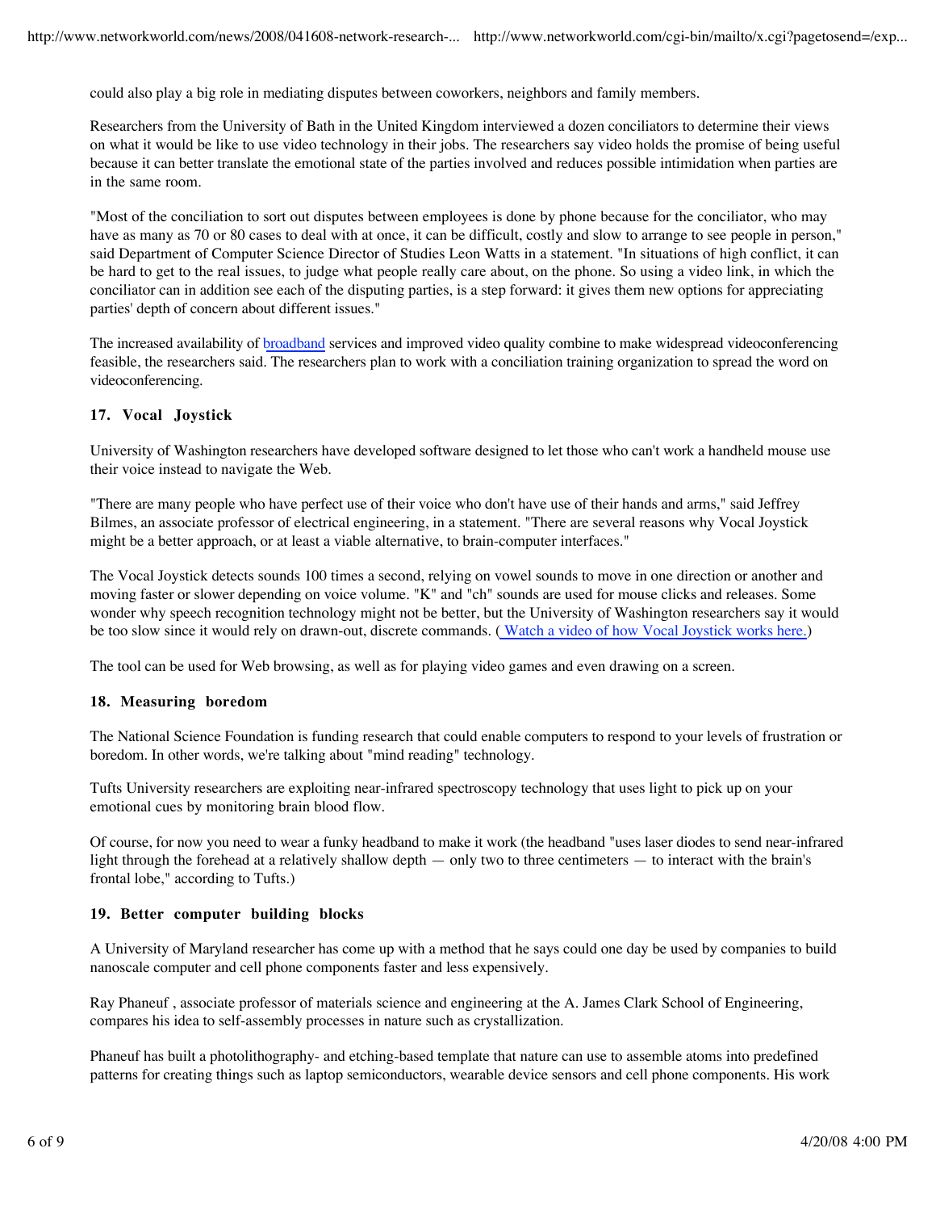could also play a big role in mediating disputes between coworkers, neighbors and family members.

Researchers from the University of Bath in the United Kingdom interviewed a dozen conciliators to determine their views on what it would be like to use video technology in their jobs. The researchers say video holds the promise of being useful because it can better translate the emotional state of the parties involved and reduces possible intimidation when parties are in the same room.

"Most of the conciliation to sort out disputes between employees is done by phone because for the conciliator, who may have as many as 70 or 80 cases to deal with at once, it can be difficult, costly and slow to arrange to see people in person," said Department of Computer Science Director of Studies Leon Watts in a statement. "In situations of high conflict, it can be hard to get to the real issues, to judge what people really care about, on the phone. So using a video link, in which the conciliator can in addition see each of the disputing parties, is a step forward: it gives them new options for appreciating parties' depth of concern about different issues."

The increased availability of broadband services and improved video quality combine to make widespread videoconferencing feasible, the researchers said. The researchers plan to work with a conciliation training organization to spread the word on videoconferencing.

### 17. Vocal Joystick

University of Washington researchers have developed software designed to let those who can't work a handheld mouse use their voice instead to navigate the Web.

"There are many people who have perfect use of their voice who don't have use of their hands and arms," said Jeffrey Bilmes, an associate professor of electrical engineering, in a statement. "There are several reasons why Vocal Joystick might be a better approach, or at least a viable alternative, to brain-computer interfaces."

The Vocal Joystick detects sounds 100 times a second, relying on vowel sounds to move in one direction or another and moving faster or slower depending on voice volume. "K" and "ch" sounds are used for mouse clicks and releases. Some wonder why speech recognition technology might not be better, but the University of Washington researchers say it would be too slow since it would rely on drawn-out, discrete commands. ( Watch a video of how Vocal Joystick works here.)

The tool can be used for Web browsing, as well as for playing video games and even drawing on a screen.

### 18. Measuring boredom

The National Science Foundation is funding research that could enable computers to respond to your levels of frustration or boredom. In other words, we're talking about "mind reading" technology.

Tufts University researchers are exploiting near-infrared spectroscopy technology that uses light to pick up on your emotional cues by monitoring brain blood flow.

Of course, for now you need to wear a funky headband to make it work (the headband "uses laser diodes to send near-infrared light through the forehead at a relatively shallow depth — only two to three centimeters — to interact with the brain's frontal lobe," according to Tufts.)

### 19. Better computer building blocks

A University of Maryland researcher has come up with a method that he says could one day be used by companies to build nanoscale computer and cell phone components faster and less expensively.

Ray Phaneuf , associate professor of materials science and engineering at the A. James Clark School of Engineering, compares his idea to self-assembly processes in nature such as crystallization.

Phaneuf has built a photolithography- and etching-based template that nature can use to assemble atoms into predefined patterns for creating things such as laptop semiconductors, wearable device sensors and cell phone components. His work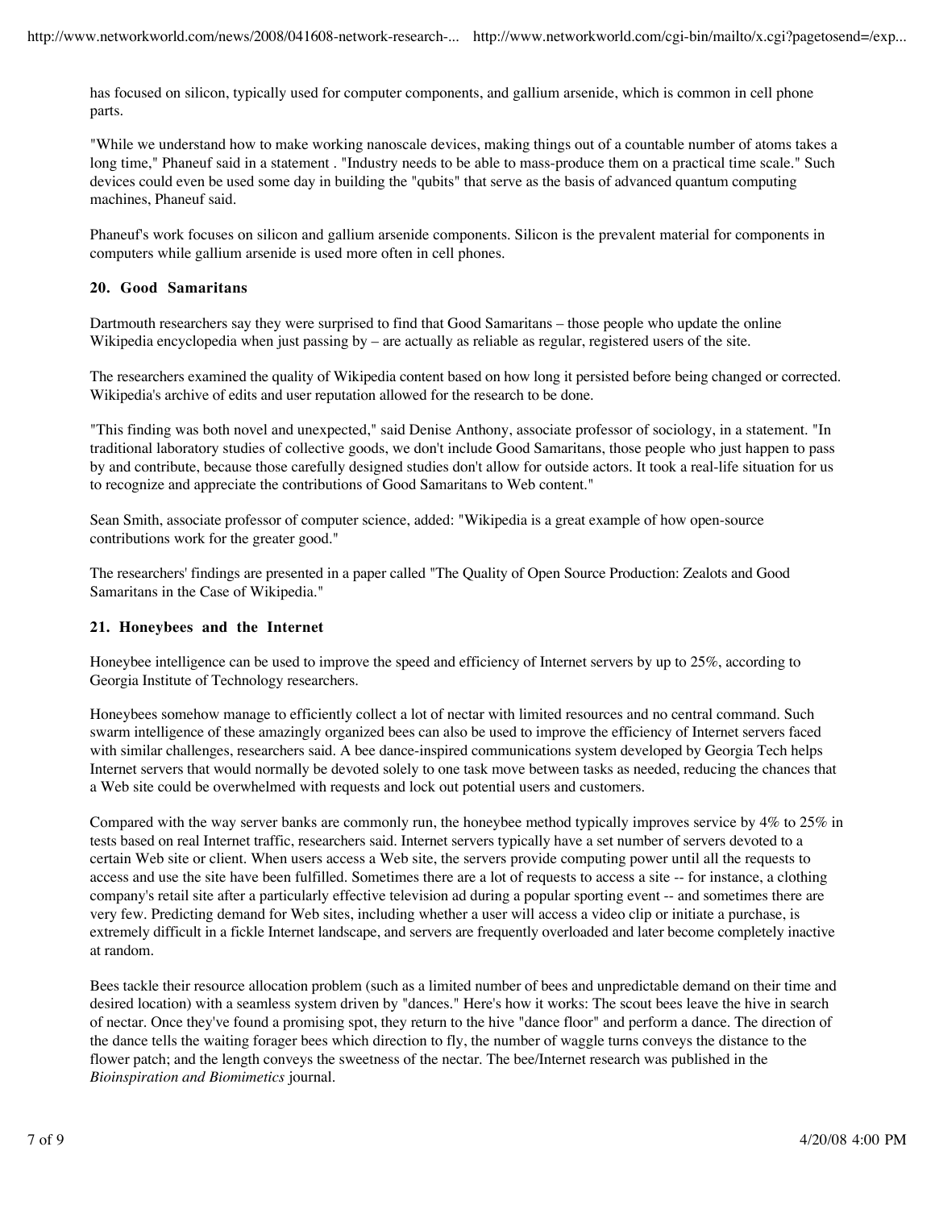has focused on silicon, typically used for computer components, and gallium arsenide, which is common in cell phone parts.

"While we understand how to make working nanoscale devices, making things out of a countable number of atoms takes a long time," Phaneuf said in a statement . "Industry needs to be able to mass-produce them on a practical time scale." Such devices could even be used some day in building the "qubits" that serve as the basis of advanced quantum computing machines, Phaneuf said.

Phaneuf's work focuses on silicon and gallium arsenide components. Silicon is the prevalent material for components in computers while gallium arsenide is used more often in cell phones.

### 20. Good Samaritans

Dartmouth researchers say they were surprised to find that Good Samaritans – those people who update the online Wikipedia encyclopedia when just passing by – are actually as reliable as regular, registered users of the site.

The researchers examined the quality of Wikipedia content based on how long it persisted before being changed or corrected. Wikipedia's archive of edits and user reputation allowed for the research to be done.

"This finding was both novel and unexpected," said Denise Anthony, associate professor of sociology, in a statement. "In traditional laboratory studies of collective goods, we don't include Good Samaritans, those people who just happen to pass by and contribute, because those carefully designed studies don't allow for outside actors. It took a real-life situation for us to recognize and appreciate the contributions of Good Samaritans to Web content."

Sean Smith, associate professor of computer science, added: "Wikipedia is a great example of how open-source contributions work for the greater good."

The researchers' findings are presented in a paper called "The Quality of Open Source Production: Zealots and Good Samaritans in the Case of Wikipedia."

### 21. Honeybees and the Internet

Honeybee intelligence can be used to improve the speed and efficiency of Internet servers by up to 25%, according to Georgia Institute of Technology researchers.

Honeybees somehow manage to efficiently collect a lot of nectar with limited resources and no central command. Such swarm intelligence of these amazingly organized bees can also be used to improve the efficiency of Internet servers faced with similar challenges, researchers said. A bee dance-inspired communications system developed by Georgia Tech helps Internet servers that would normally be devoted solely to one task move between tasks as needed, reducing the chances that a Web site could be overwhelmed with requests and lock out potential users and customers.

Compared with the way server banks are commonly run, the honeybee method typically improves service by 4% to 25% in tests based on real Internet traffic, researchers said. Internet servers typically have a set number of servers devoted to a certain Web site or client. When users access a Web site, the servers provide computing power until all the requests to access and use the site have been fulfilled. Sometimes there are a lot of requests to access a site -- for instance, a clothing company's retail site after a particularly effective television ad during a popular sporting event -- and sometimes there are very few. Predicting demand for Web sites, including whether a user will access a video clip or initiate a purchase, is extremely difficult in a fickle Internet landscape, and servers are frequently overloaded and later become completely inactive at random.

Bees tackle their resource allocation problem (such as a limited number of bees and unpredictable demand on their time and desired location) with a seamless system driven by "dances." Here's how it works: The scout bees leave the hive in search of nectar. Once they've found a promising spot, they return to the hive "dance floor" and perform a dance. The direction of the dance tells the waiting forager bees which direction to fly, the number of waggle turns conveys the distance to the flower patch; and the length conveys the sweetness of the nectar. The bee/Internet research was published in the *Bioinspiration and Biomimetics* journal.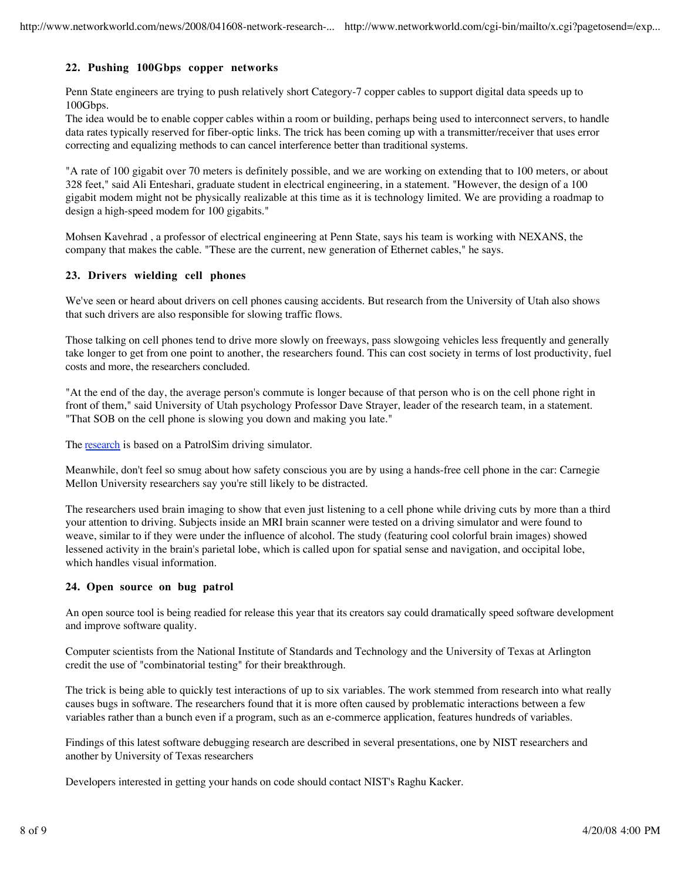### 22. Pushing 100Gbps copper networks

Penn State engineers are trying to push relatively short Category-7 copper cables to support digital data speeds up to 100Gbps.
The idea would be to enable copper cables within a room or building, perhaps being used to interconnect servers, to handle data rates typically reserved for fiber-optic links. The trick has been coming up with a transmitter/receiver that uses error correcting and equalizing methods to can cancel interference better than traditional systems.

"A rate of 100 gigabit over 70 meters is definitely possible, and we are working on extending that to 100 meters, or about 328 feet," said Ali Enteshari, graduate student in electrical engineering, in a statement. "However, the design of a 100 gigabit modem might not be physically realizable at this time as it is technology limited. We are providing a roadmap to design a high-speed modem for 100 gigabits."

Mohsen Kavehrad , a professor of electrical engineering at Penn State, says his team is working with NEXANS, the company that makes the cable. "These are the current, new generation of Ethernet cables," he says.

### 23. Drivers wielding cell phones

We've seen or heard about drivers on cell phones causing accidents. But research from the University of Utah also shows that such drivers are also responsible for slowing traffic flows.

Those talking on cell phones tend to drive more slowly on freeways, pass slowgoing vehicles less frequently and generally take longer to get from one point to another, the researchers found. This can cost society in terms of lost productivity, fuel costs and more, the researchers concluded.

"At the end of the day, the average person's commute is longer because of that person who is on the cell phone right in front of them," said University of Utah psychology Professor Dave Strayer, leader of the research team, in a statement. "That SOB on the cell phone is slowing you down and making you late."

The research is based on a PatrolSim driving simulator.

Meanwhile, don't feel so smug about how safety conscious you are by using a hands-free cell phone in the car: Carnegie Mellon University researchers say you're still likely to be distracted.

The researchers used brain imaging to show that even just listening to a cell phone while driving cuts by more than a third your attention to driving. Subjects inside an MRI brain scanner were tested on a driving simulator and were found to weave, similar to if they were under the influence of alcohol. The study (featuring cool colorful brain images) showed lessened activity in the brain's parietal lobe, which is called upon for spatial sense and navigation, and occipital lobe, which handles visual information.

### 24. Open source on bug patrol

An open source tool is being readied for release this year that its creators say could dramatically speed software development and improve software quality.

Computer scientists from the National Institute of Standards and Technology and the University of Texas at Arlington credit the use of "combinatorial testing" for their breakthrough.

The trick is being able to quickly test interactions of up to six variables. The work stemmed from research into what really causes bugs in software. The researchers found that it is more often caused by problematic interactions between a few variables rather than a bunch even if a program, such as an e-commerce application, features hundreds of variables.

Findings of this latest software debugging research are described in several presentations, one by NIST researchers and another by University of Texas researchers

Developers interested in getting your hands on code should contact NIST's Raghu Kacker.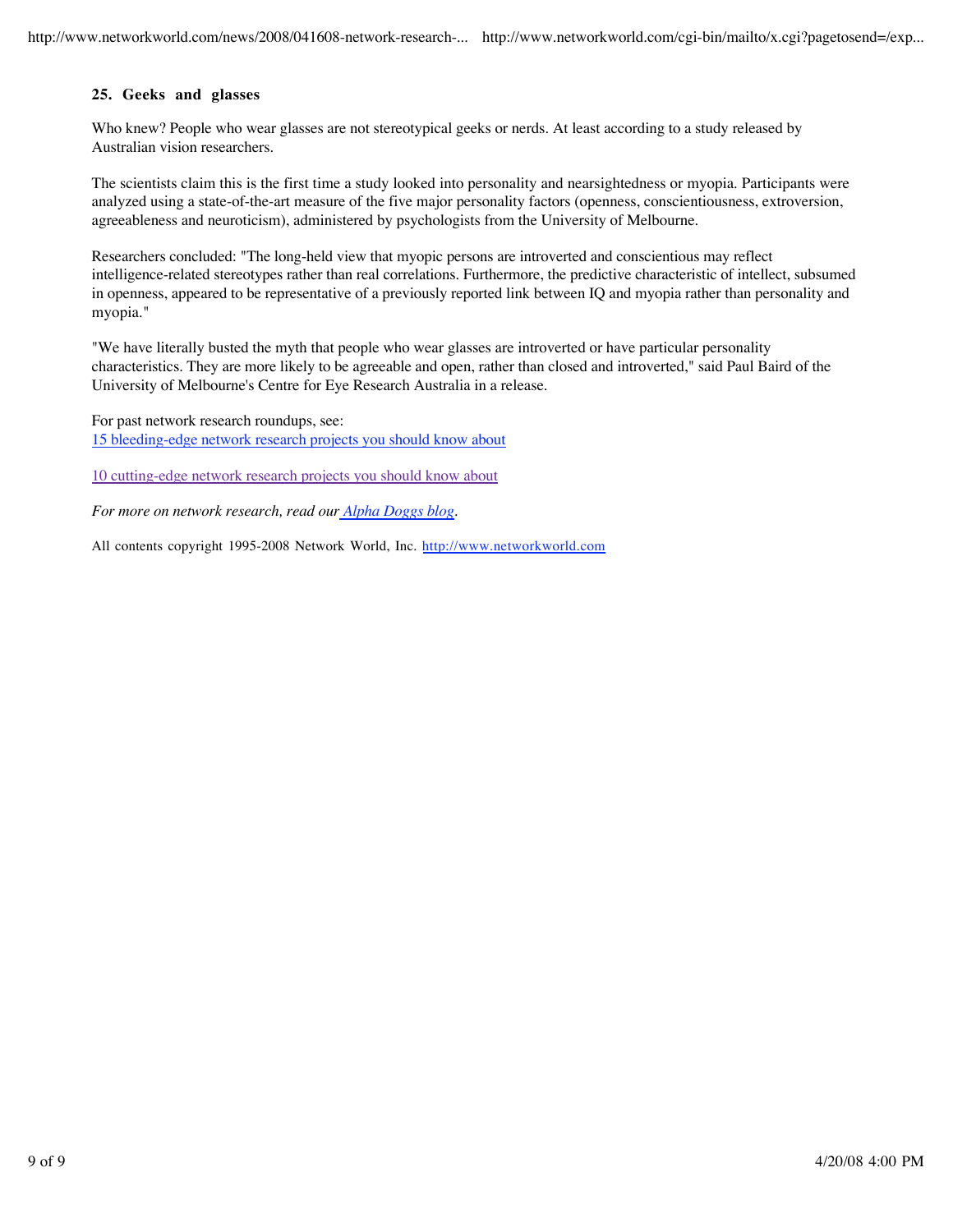### 25. Geeks and glasses

Who knew? People who wear glasses are not stereotypical geeks or nerds. At least according to a study released by Australian vision researchers.

The scientists claim this is the first time a study looked into personality and nearsightedness or myopia. Participants were analyzed using a state-of-the-art measure of the five major personality factors (openness, conscientiousness, extroversion, agreeableness and neuroticism), administered by psychologists from the University of Melbourne.

Researchers concluded: "The long-held view that myopic persons are introverted and conscientious may reflect intelligence-related stereotypes rather than real correlations. Furthermore, the predictive characteristic of intellect, subsumed in openness, appeared to be representative of a previously reported link between IQ and myopia rather than personality and myopia."

"We have literally busted the myth that people who wear glasses are introverted or have particular personality characteristics. They are more likely to be agreeable and open, rather than closed and introverted," said Paul Baird of the University of Melbourne's Centre for Eye Research Australia in a release.

For past network research roundups, see:
15 bleeding-edge network research projects you should know about

10 cutting-edge network research projects you should know about

*For more on network research, read our Alpha Doggs blog.*

All contents copyright 1995-2008 Network World, Inc. http://www.networkworld.com